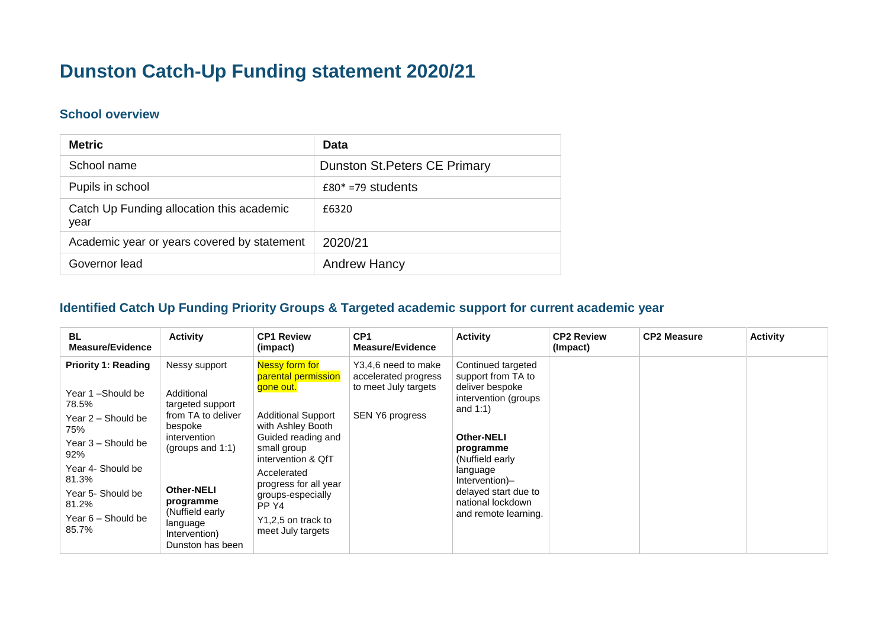# Dunston Catch-Up Funding statement 2020/21

## School overview

| Metric | Data |
|---|---|
| School name | Dunston St.Peters CE Primary |
| Pupils in school | £80* =79 students |
| Catch Up Funding allocation this academic year | £6320 |
| Academic year or years covered by statement | 2020/21 |
| Governor lead | Andrew Hancy |

## Identified Catch Up Funding Priority Groups & Targeted academic support for current academic year

| BL Measure/Evidence | Activity | CP1 Review (impact) | CP1 Measure/Evidence | Activity | CP2 Review (Impact) | CP2 Measure | Activity |
|---|---|---|---|---|---|---|---|
| **Priority 1: Reading**<br><br>Year 1 –Should be 78.5%<br>Year 2 – Should be 75%<br>Year 3 – Should be 92%<br>Year 4- Should be 81.3%<br>Year 5- Should be 81.2%<br>Year 6 – Should be 85.7% | Nessy support<br><br>Additional targeted support from TA to deliver bespoke intervention (groups and 1:1)<br><br>**Other-NELI programme** (Nuffield early language Intervention) Dunston has been | Nessy form for parental permission gone out.<br><br>Additional Support with Ashley Booth Guided reading and small group intervention & QfT<br>Accelerated progress for all year groups-especially PP Y4<br>Y1,2,5 on track to meet July targets | Y3,4,6 need to make accelerated progress to meet July targets<br><br>SEN Y6 progress | Continued targeted support from TA to deliver bespoke intervention (groups and 1:1)<br><br>**Other-NELI programme** (Nuffield early language Intervention)– delayed start due to national lockdown and remote learning. | | | |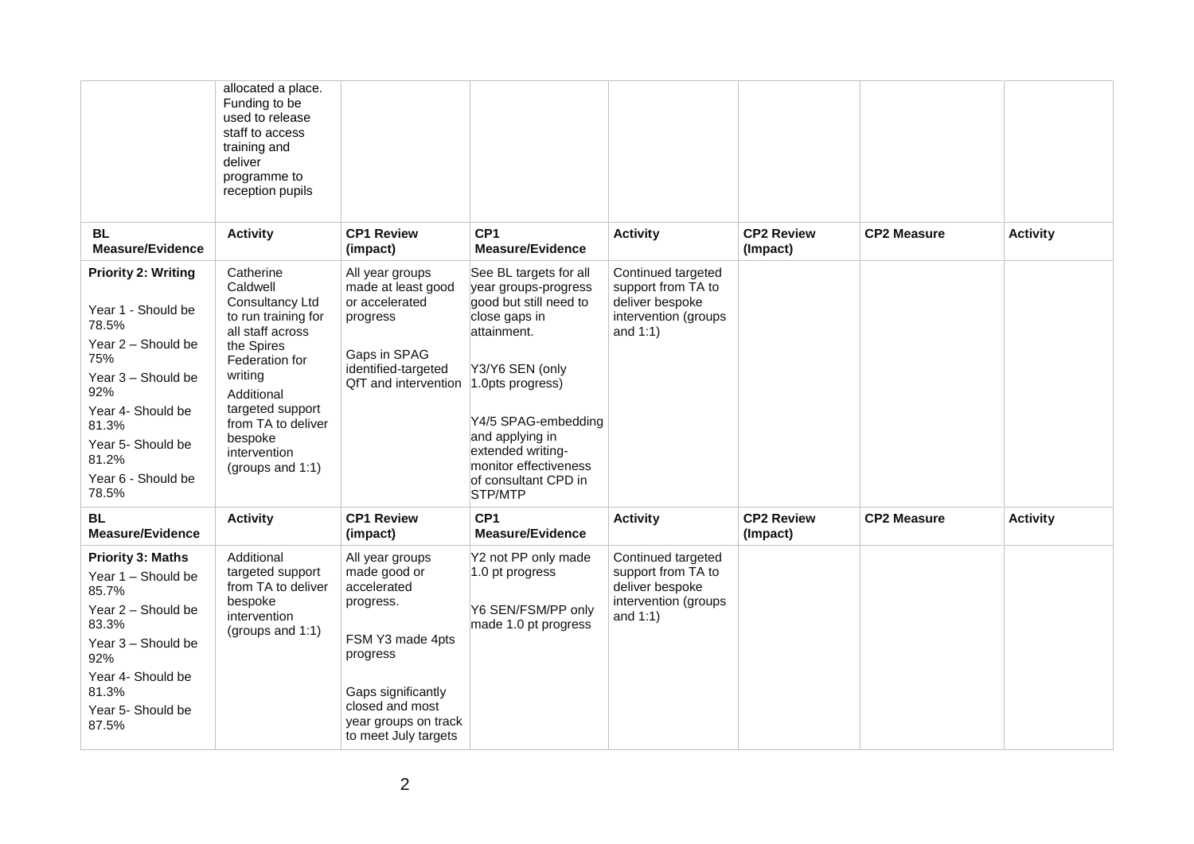| | | | | | | | |
|---|---|---|---|---|---|---|---|
| | allocated a place. Funding to be used to release staff to access training and deliver programme to reception pupils | | | | | | |
| **BL Measure/Evidence** | **Activity** | **CP1 Review (impact)** | **CP1 Measure/Evidence** | **Activity** | **CP2 Review (Impact)** | **CP2 Measure** | **Activity** |
| **Priority 2: Writing**<br><br>Year 1 - Should be 78.5%<br>Year 2 – Should be 75%<br>Year 3 – Should be 92%<br>Year 4- Should be 81.3%<br>Year 5- Should be 81.2%<br>Year 6 - Should be 78.5% | Catherine Caldwell Consultancy Ltd to run training for all staff across the Spires Federation for writing<br>Additional targeted support from TA to deliver bespoke intervention (groups and 1:1) | All year groups made at least good or accelerated progress<br><br>Gaps in SPAG identified-targeted QfT and intervention | See BL targets for all year groups-progress good but still need to close gaps in attainment.<br><br>Y3/Y6 SEN (only 1.0pts progress)<br><br>Y4/5 SPAG-embedding and applying in extended writing-monitor effectiveness of consultant CPD in STP/MTP | Continued targeted support from TA to deliver bespoke intervention (groups and 1:1) | | | |
| **BL Measure/Evidence** | **Activity** | **CP1 Review (impact)** | **CP1 Measure/Evidence** | **Activity** | **CP2 Review (Impact)** | **CP2 Measure** | **Activity** |
| **Priority 3: Maths**<br>Year 1 – Should be 85.7%<br>Year 2 – Should be 83.3%<br>Year 3 – Should be 92%<br>Year 4- Should be 81.3%<br>Year 5- Should be 87.5% | Additional targeted support from TA to deliver bespoke intervention (groups and 1:1) | All year groups made good or accelerated progress.<br><br>FSM Y3 made 4pts progress<br><br>Gaps significantly closed and most year groups on track to meet July targets | Y2 not PP only made 1.0 pt progress<br><br>Y6 SEN/FSM/PP only made 1.0 pt progress | Continued targeted support from TA to deliver bespoke intervention (groups and 1:1) | | | |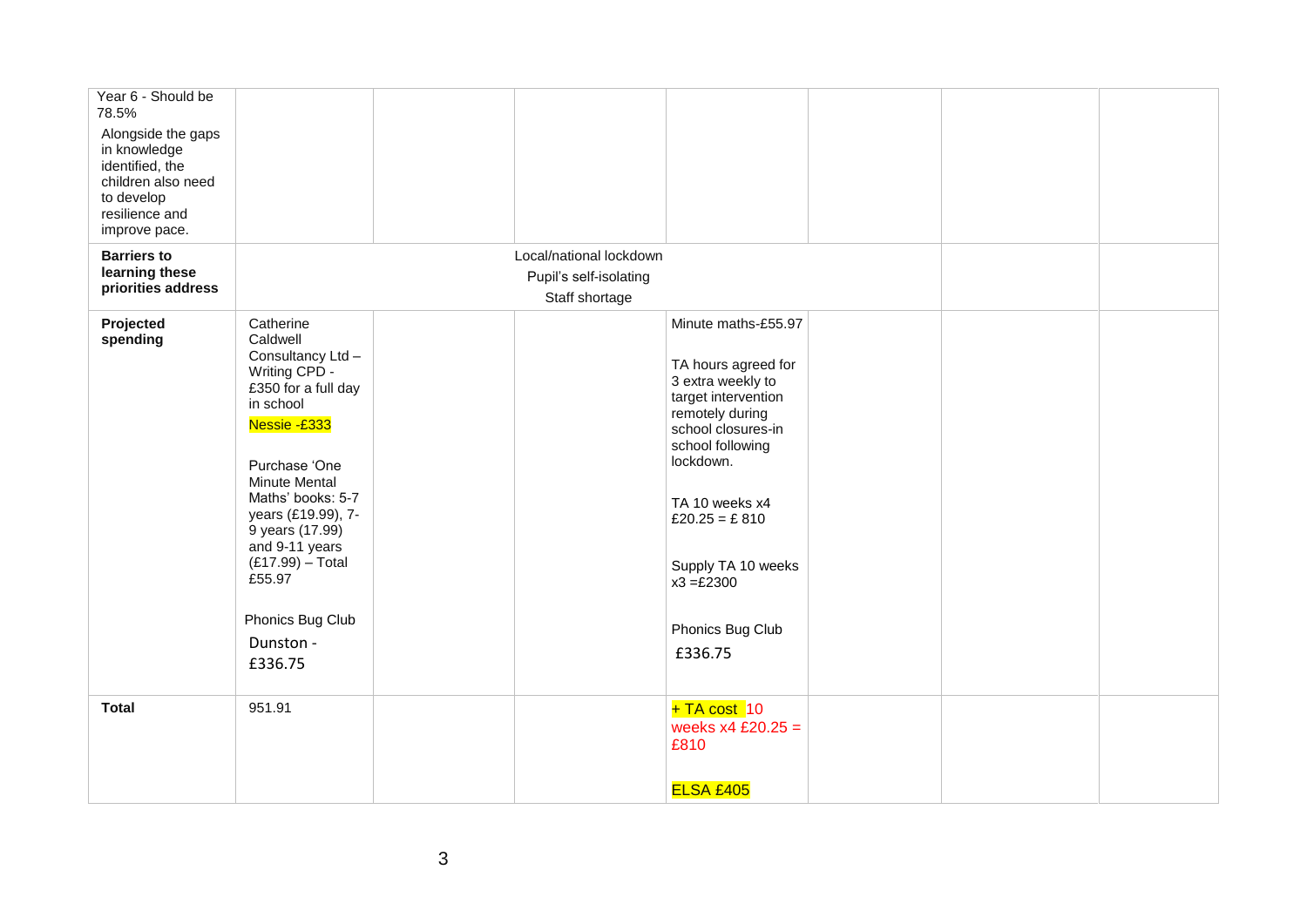| | | | | | | | |
|---|---|---|---|---|---|---|---|
| Year 6 - Should be 78.5%<br><br>Alongside the gaps in knowledge identified, the children also need to develop resilience and improve pace. | | | | | | | |
| **Barriers to learning these priorities address** | Local/national lockdown<br>Pupil's self-isolating<br>Staff shortage | | | | | | |
| **Projected spending** | Catherine Caldwell Consultancy Ltd – Writing CPD - £350 for a full day in school<br><br>Nessie -£333<br><br>Purchase 'One Minute Mental Maths' books: 5-7 years (£19.99), 7-9 years (17.99) and 9-11 years (£17.99) – Total £55.97<br><br>Phonics Bug Club Dunston - £336.75 | | | Minute maths-£55.97<br><br>TA hours agreed for 3 extra weekly to target intervention remotely during school closures-in school following lockdown.<br><br>TA 10 weeks x4 £20.25 = £ 810<br><br>Supply TA 10 weeks x3 =£2300<br><br>Phonics Bug Club £336.75 | | | |
| **Total** | 951.91 | | | + TA cost 10 weeks x4 £20.25 = £810<br><br>ELSA £405 | | | |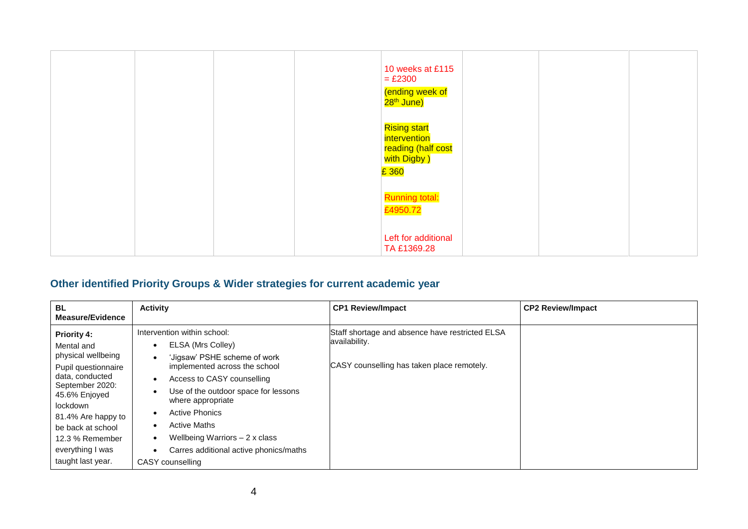| | | | | | | | |
|---|---|---|---|---|---|---|---|
| | | | | 10 weeks at £115 = £2300<br><br>(ending week of 28th June)<br><br>Rising start intervention reading (half cost with Digby )<br>£ 360<br><br>Running total:<br>£4950.72<br><br>Left for additional TA £1369.28 | | | |

## Other identified Priority Groups & Wider strategies for current academic year

| BL Measure/Evidence | Activity | CP1 Review/Impact | CP2 Review/Impact |
|---|---|---|---|
| **Priority 4:**<br>Mental and physical wellbeing<br>Pupil questionnaire data, conducted September 2020:<br>45.6% Enjoyed lockdown<br>81.4% Are happy to be back at school<br>12.3 % Remember everything I was taught last year. | Intervention within school:<br>• ELSA (Mrs Colley)<br>• 'Jigsaw' PSHE scheme of work implemented across the school<br>• Access to CASY counselling<br>• Use of the outdoor space for lessons where appropriate<br>• Active Phonics<br>• Active Maths<br>• Wellbeing Warriors – 2 x class<br>• Carres additional active phonics/maths<br>CASY counselling | Staff shortage and absence have restricted ELSA availability.<br><br>CASY counselling has taken place remotely. | |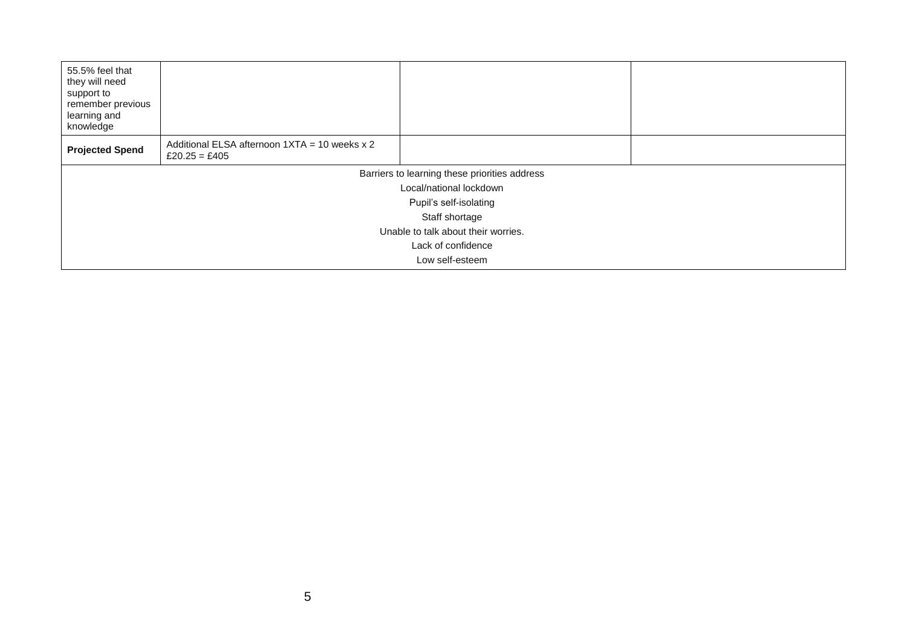| | | | |
|---|---|---|---|
| 55.5% feel that they will need support to remember previous learning and knowledge | | | |
| **Projected Spend** | Additional ELSA afternoon 1XTA = 10 weeks x 2 £20.25 = £405 | | |

Barriers to learning these priorities address

Local/national lockdown

Pupil's self-isolating

Staff shortage

Unable to talk about their worries.

Lack of confidence

Low self-esteem